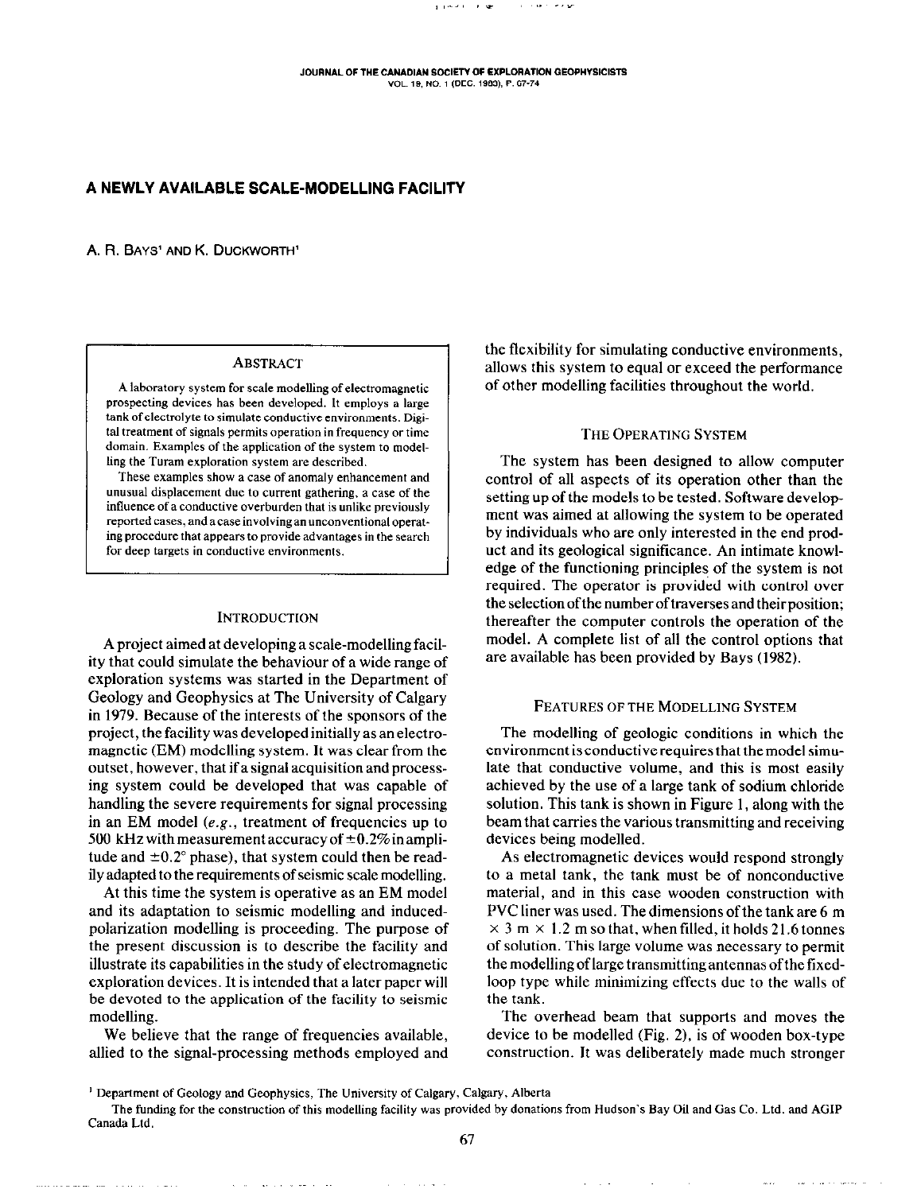# A NEWLY AVAILABLE SCALE-MODELLING FACILITY

A. R. BAYS[1] AND K. DUCKWORTH[1]

## ABSTRACT

A laboratory system for scale modelling of electromagnetic prospecting devices has been developed. It employs a large tank of electrolyte to simulate conductive environments. Digital treatment of signals permits operation in frequency or time domain. Examples of the application of the system to modelling the Turam exploration system are described.

These examples show a case of anomaly enhancement and unusual displacement due to current gathering, a case of the influence of a conductive overburden that is unlike previously reported cases, and a case involving an unconventional operating procedure that appears to provide advantages in the search for deep targets in conductive environments.

## INTRODUCTION

A project aimed at developing a scale-modelling facility that could simulate the behaviour of a wide range of exploration systems was started in the Department of Geology and Geophysics at The University of Calgary in 1979. Because of the interests of the sponsors of the project, the facility was developed initially as an electromagnetic (EM) modelling system. It was clear from the outset, however, that if a signal acquisition and processing system could be developed that was capable of handling the severe requirements for signal processing in an EM model (*e.g.*, treatment of frequencies up to 500 kHz with measurement accuracy of ±0.2% in amplitude and ±0.2° phase), that system could then be readily adapted to the requirements of seismic scale modelling.

At this time the system is operative as an EM model and its adaptation to seismic modelling and induced-polarization modelling is proceeding. The purpose of the present discussion is to describe the facility and illustrate its capabilities in the study of electromagnetic exploration devices. It is intended that a later paper will be devoted to the application of the facility to seismic modelling.

We believe that the range of frequencies available, allied to the signal-processing methods employed and the flexibility for simulating conductive environments, allows this system to equal or exceed the performance of other modelling facilities throughout the world.

## THE OPERATING SYSTEM

The system has been designed to allow computer control of all aspects of its operation other than the setting up of the models to be tested. Software development was aimed at allowing the system to be operated by individuals who are only interested in the end product and its geological significance. An intimate knowledge of the functioning principles of the system is not required. The operator is provided with control over the selection of the number of traverses and their position; thereafter the computer controls the operation of the model. A complete list of all the control options that are available has been provided by Bays (1982).

## FEATURES OF THE MODELLING SYSTEM

The modelling of geologic conditions in which the environment is conductive requires that the model simulate that conductive volume, and this is most easily achieved by the use of a large tank of sodium chloride solution. This tank is shown in Figure 1, along with the beam that carries the various transmitting and receiving devices being modelled.

As electromagnetic devices would respond strongly to a metal tank, the tank must be of nonconductive material, and in this case wooden construction with PVC liner was used. The dimensions of the tank are 6 m × 3 m × 1.2 m so that, when filled, it holds 21.6 tonnes of solution. This large volume was necessary to permit the modelling of large transmitting antennas of the fixed-loop type while minimizing effects due to the walls of the tank.

The overhead beam that supports and moves the device to be modelled (Fig. 2), is of wooden box-type construction. It was deliberately made much stronger

[1] Department of Geology and Geophysics, The University of Calgary, Calgary, Alberta

The funding for the construction of this modelling facility was provided by donations from Hudson's Bay Oil and Gas Co. Ltd. and AGIP Canada Ltd.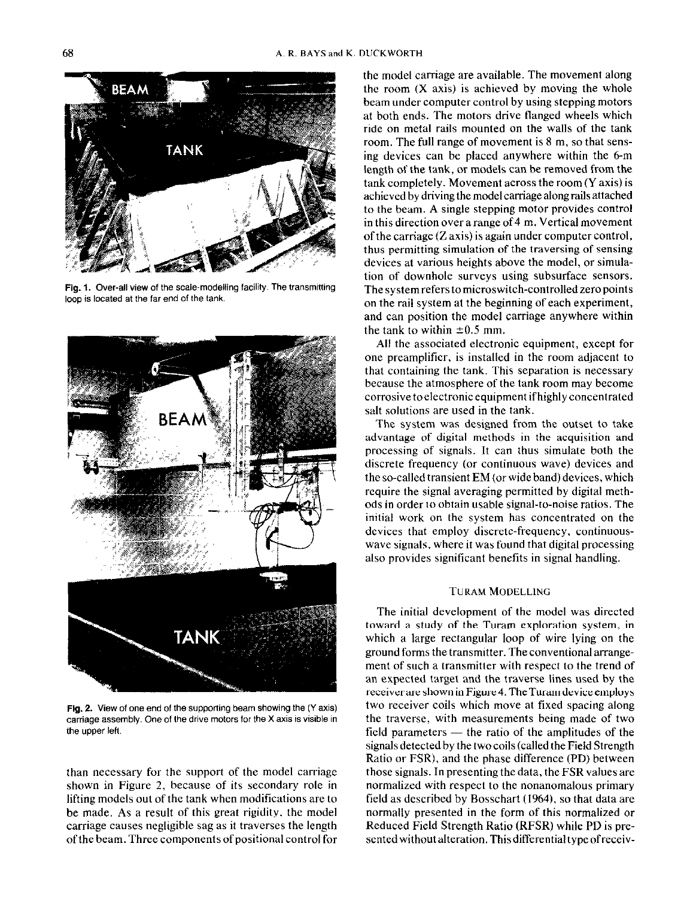Fig. 1. Over-all view of the scale-modelling facility. The transmitting loop is located at the far end of the tank.

Fig. 2. View of one end of the supporting beam showing the (Y axis) carriage assembly. One of the drive motors for the X axis is visible in the upper left.

than necessary for the support of the model carriage shown in Figure 2, because of its secondary role in lifting models out of the tank when modifications are to be made. As a result of this great rigidity, the model carriage causes negligible sag as it traverses the length of the beam. Three components of positional control for the model carriage are available. The movement along the room (X axis) is achieved by moving the whole beam under computer control by using stepping motors at both ends. The motors drive flanged wheels which ride on metal rails mounted on the walls of the tank room. The full range of movement is 8 m, so that sensing devices can be placed anywhere within the 6-m length of the tank, or models can be removed from the tank completely. Movement across the room (Y axis) is achieved by driving the model carriage along rails attached to the beam. A single stepping motor provides control in this direction over a range of 4 m. Vertical movement of the carriage (Z axis) is again under computer control, thus permitting simulation of the traversing of sensing devices at various heights above the model, or simulation of downhole surveys using subsurface sensors. The system refers to microswitch-controlled zero points on the rail system at the beginning of each experiment, and can position the model carriage anywhere within the tank to within ±0.5 mm.

All the associated electronic equipment, except for one preamplifier, is installed in the room adjacent to that containing the tank. This separation is necessary because the atmosphere of the tank room may become corrosive to electronic equipment if highly concentrated salt solutions are used in the tank.

The system was designed from the outset to take advantage of digital methods in the acquisition and processing of signals. It can thus simulate both the discrete frequency (or continuous wave) devices and the so-called transient EM (or wide band) devices, which require the signal averaging permitted by digital methods in order to obtain usable signal-to-noise ratios. The initial work on the system has concentrated on the devices that employ discrete-frequency, continuous-wave signals, where it was found that digital processing also provides significant benefits in signal handling.

## Turam Modelling

The initial development of the model was directed toward a study of the Turam exploration system, in which a large rectangular loop of wire lying on the ground forms the transmitter. The conventional arrangement of such a transmitter with respect to the trend of an expected target and the traverse lines used by the receiver are shown in Figure 4. The Turam device employs two receiver coils which move at fixed spacing along the traverse, with measurements being made of two field parameters — the ratio of the amplitudes of the signals detected by the two coils (called the Field Strength Ratio or FSR), and the phase difference (PD) between those signals. In presenting the data, the FSR values are normalized with respect to the nonanomalous primary field as described by Bosschart (1964), so that data are normally presented in the form of this normalized or Reduced Field Strength Ratio (RFSR) while PD is presented without alteration. This differential type of receiv-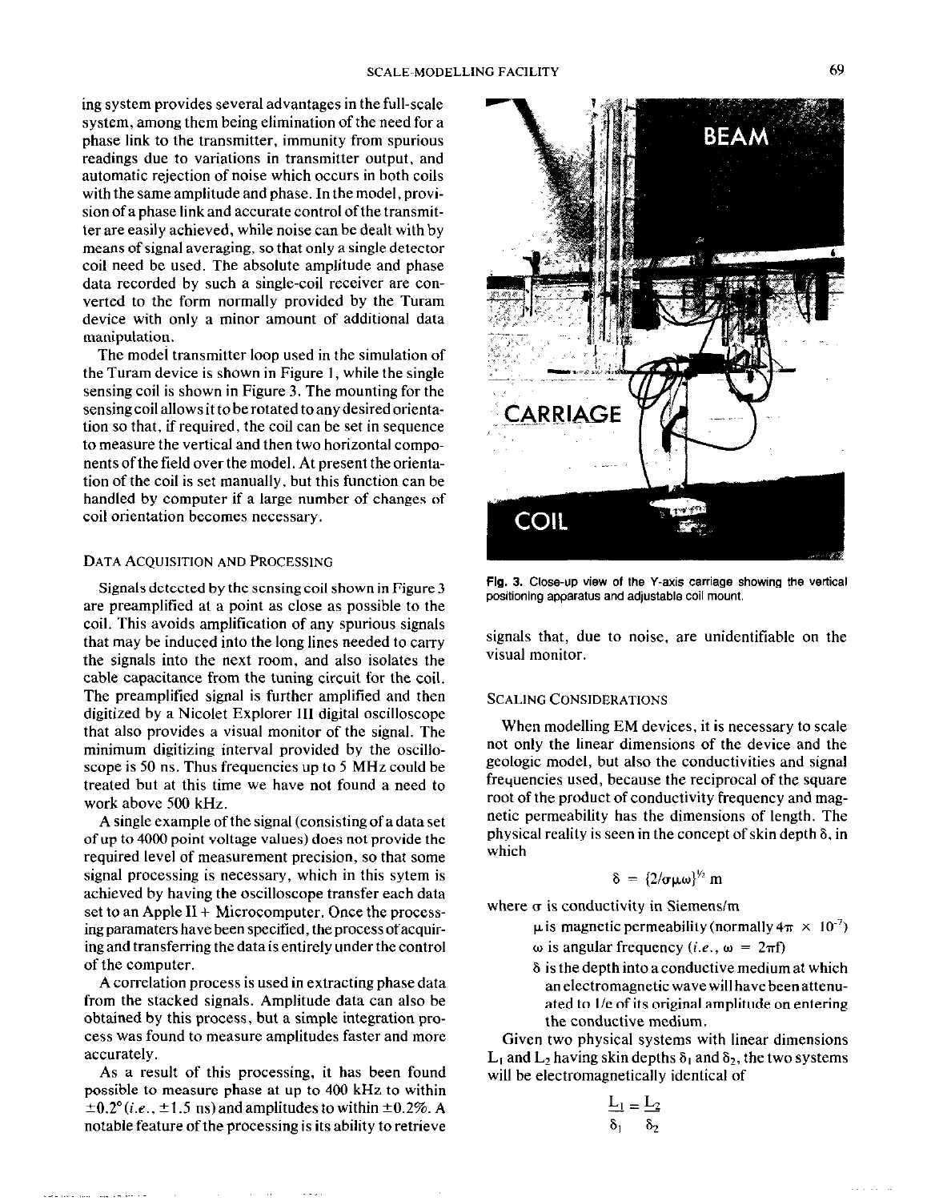ing system provides several advantages in the full-scale system, among them being elimination of the need for a phase link to the transmitter, immunity from spurious readings due to variations in transmitter output, and automatic rejection of noise which occurs in both coils with the same amplitude and phase. In the model, provision of a phase link and accurate control of the transmitter are easily achieved, while noise can be dealt with by means of signal averaging, so that only a single detector coil need be used. The absolute amplitude and phase data recorded by such a single-coil receiver are converted to the form normally provided by the Turam device with only a minor amount of additional data manipulation.

The model transmitter loop used in the simulation of the Turam device is shown in Figure 1, while the single sensing coil is shown in Figure 3. The mounting for the sensing coil allows it to be rotated to any desired orientation so that, if required, the coil can be set in sequence to measure the vertical and then two horizontal components of the field over the model. At present the orientation of the coil is set manually, but this function can be handled by computer if a large number of changes of coil orientation becomes necessary.

## Data Acquisition and Processing

Signals detected by the sensing coil shown in Figure 3 are preamplified at a point as close as possible to the coil. This avoids amplification of any spurious signals that may be induced into the long lines needed to carry the signals into the next room, and also isolates the cable capacitance from the tuning circuit for the coil. The preamplified signal is further amplified and then digitized by a Nicolet Explorer III digital oscilloscope that also provides a visual monitor of the signal. The minimum digitizing interval provided by the oscilloscope is 50 ns. Thus frequencies up to 5 MHz could be treated but at this time we have not found a need to work above 500 kHz.

A single example of the signal (consisting of a data set of up to 4000 point voltage values) does not provide the required level of measurement precision, so that some signal processing is necessary, which in this sytem is achieved by having the oscilloscope transfer each data set to an Apple II+ Microcomputer. Once the processing paramaters have been specified, the process of acquiring and transferring the data is entirely under the control of the computer.

A correlation process is used in extracting phase data from the stacked signals. Amplitude data can also be obtained by this process, but a simple integration process was found to measure amplitudes faster and more accurately.

As a result of this processing, it has been found possible to measure phase at up to 400 kHz to within ±0.2° (*i.e.*, ±1.5 ns) and amplitudes to within ±0.2%. A notable feature of the processing is its ability to retrieve signals that, due to noise, are unidentifiable on the visual monitor.

Fig. 3. Close-up view of the Y-axis carriage showing the vertical positioning apparatus and adjustable coil mount.

## Scaling Considerations

When modelling EM devices, it is necessary to scale not only the linear dimensions of the device and the geologic model, but also the conductivities and signal frequencies used, because the reciprocal of the square root of the product of conductivity frequency and magnetic permeability has the dimensions of length. The physical reality is seen in the concept of skin depth $\delta$, in which

$$\delta = \{2/\sigma\mu\omega\}^{1/2} \text{ m}$$

where $\sigma$ is conductivity in Siemens/m

- $\mu$ is magnetic permeability (normally $4\pi \times 10^{-7}$)
- $\omega$ is angular frequency (*i.e.*, $\omega = 2\pi f$)
- $\delta$ is the depth into a conductive medium at which an electromagnetic wave will have been attenuated to $1/e$ of its original amplitude on entering the conductive medium.

Given two physical systems with linear dimensions $L_1$ and $L_2$ having skin depths $\delta_1$ and $\delta_2$, the two systems will be electromagnetically identical of

$$\frac{L_1}{\delta_1} = \frac{L_2}{\delta_2}$$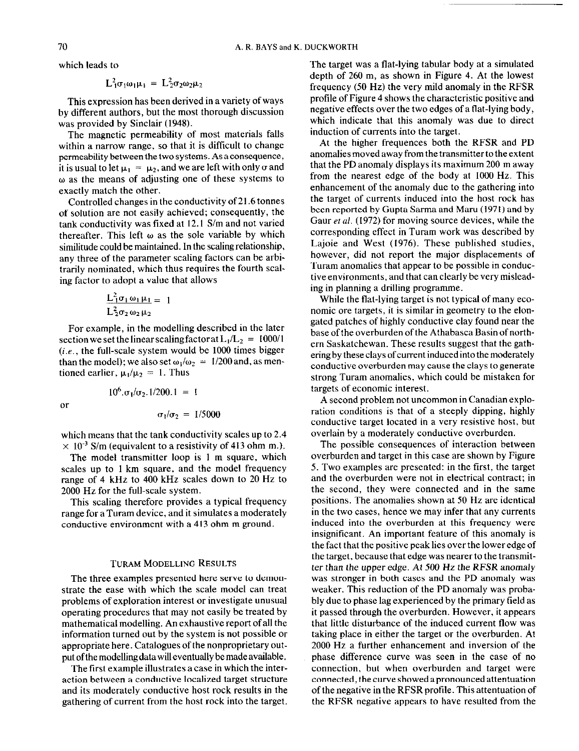which leads to

$$L_1^2\sigma_1\omega_1\mu_1 = L_2^2\sigma_2\omega_2\mu_2$$

This expression has been derived in a variety of ways by different authors, but the most thorough discussion was provided by Sinclair (1948).

The magnetic permeability of most materials falls within a narrow range, so that it is difficult to change permeability between the two systems. As a consequence, it is usual to let $\mu_1 = \mu_2$, and we are left with only $\sigma$ and $\omega$ as the means of adjusting one of these systems to exactly match the other.

Controlled changes in the conductivity of 21.6 tonnes of solution are not easily achieved; consequently, the tank conductivity was fixed at 12.1 S/m and not varied thereafter. This left $\omega$ as the sole variable by which similitude could be maintained. In the scaling relationship, any three of the parameter scaling factors can be arbitrarily nominated, which thus requires the fourth scaling factor to adopt a value that allows

$$\frac{L_1^2\sigma_1\omega_1\mu_1}{L_2^2\sigma_2\omega_2\mu_2} = 1$$

For example, in the modelling described in the later section we set the linear scaling factor at $L_1/L_2 = 1000/1$ (*i.e.*, the full-scale system would be 1000 times bigger than the model); we also set $\omega_1/\omega_2 = 1/200$ and, as mentioned earlier, $\mu_1/\mu_2 = 1$. Thus

$$10^6.\sigma_1/\sigma_2.1/200.1 = 1$$

or

$$\sigma_1/\sigma_2 = 1/5000$$

which means that the tank conductivity scales up to $2.4 \times 10^{-3}$ S/m (equivalent to a resistivity of 413 ohm m.).

The model transmitter loop is 1 m square, which scales up to 1 km square, and the model frequency range of 4 kHz to 400 kHz scales down to 20 Hz to 2000 Hz for the full-scale system.

This scaling therefore provides a typical frequency range for a Turam device, and it simulates a moderately conductive environment with a 413 ohm m ground.

## Turam Modelling Results

The three examples presented here serve to demonstrate the ease with which the scale model can treat problems of exploration interest or investigate unusual operating procedures that may not easily be treated by mathematical modelling. An exhaustive report of all the information turned out by the system is not possible or appropriate here. Catalogues of the nonproprietary output of the modelling data will eventually be made available.

The first example illustrates a case in which the interaction between a conductive localized target structure and its moderately conductive host rock results in the gathering of current from the host rock into the target. The target was a flat-lying tabular body at a simulated depth of 260 m, as shown in Figure 4. At the lowest frequency (50 Hz) the very mild anomaly in the RFSR profile of Figure 4 shows the characteristic positive and negative effects over the two edges of a flat-lying body, which indicate that this anomaly was due to direct induction of currents into the target.

At the higher frequences both the RFSR and PD anomalies moved away from the transmitter to the extent that the PD anomaly displays its maximum 200 m away from the nearest edge of the body at 1000 Hz. This enhancement of the anomaly due to the gathering into the target of currents induced into the host rock has been reported by Gupta Sarma and Maru (1971) and by Gaur *et al.* (1972) for moving source devices, while the corresponding effect in Turam work was described by Lajoie and West (1976). These published studies, however, did not report the major displacements of Turam anomalies that appear to be possible in conductive environments, and that can clearly be very misleading in planning a drilling programme.

While the flat-lying target is not typical of many economic ore targets, it is similar in geometry to the elongated patches of highly conductive clay found near the base of the overburden of the Athabasca Basin of northern Saskatchewan. These results suggest that the gathering by these clays of current induced into the moderately conductive overburden may cause the clays to generate strong Turam anomalies, which could be mistaken for targets of economic interest.

A second problem not uncommon in Canadian exploration conditions is that of a steeply dipping, highly conductive target located in a very resistive host, but overlain by a moderately conductive overburden.

The possible consequences of interaction between overburden and target in this case are shown by Figure 5. Two examples are presented: in the first, the target and the overburden were not in electrical contract; in the second, they were connected and in the same positions. The anomalies shown at 50 Hz are identical in the two cases, hence we may infer that any currents induced into the overburden at this frequency were insignificant. An important feature of this anomaly is the fact that the positive peak lies over the lower edge of the target, because that edge was nearer to the transmitter than the upper edge. *At 500 Hz the RFSR anomaly* was stronger in both cases and the PD anomaly was weaker. This reduction of the PD anomaly was probably due to phase lag experienced by the primary field as it passed through the overburden. However, it appears that little disturbance of the induced current flow was taking place in either the target or the overburden. At 2000 Hz a further enhancement and inversion of the phase difference curve was seen in the case of no connection, but when overburden and target were connected, the curve showed a pronounced attenuation of the negative in the RFSR profile. This attenuation of the RFSR negative appears to have resulted from the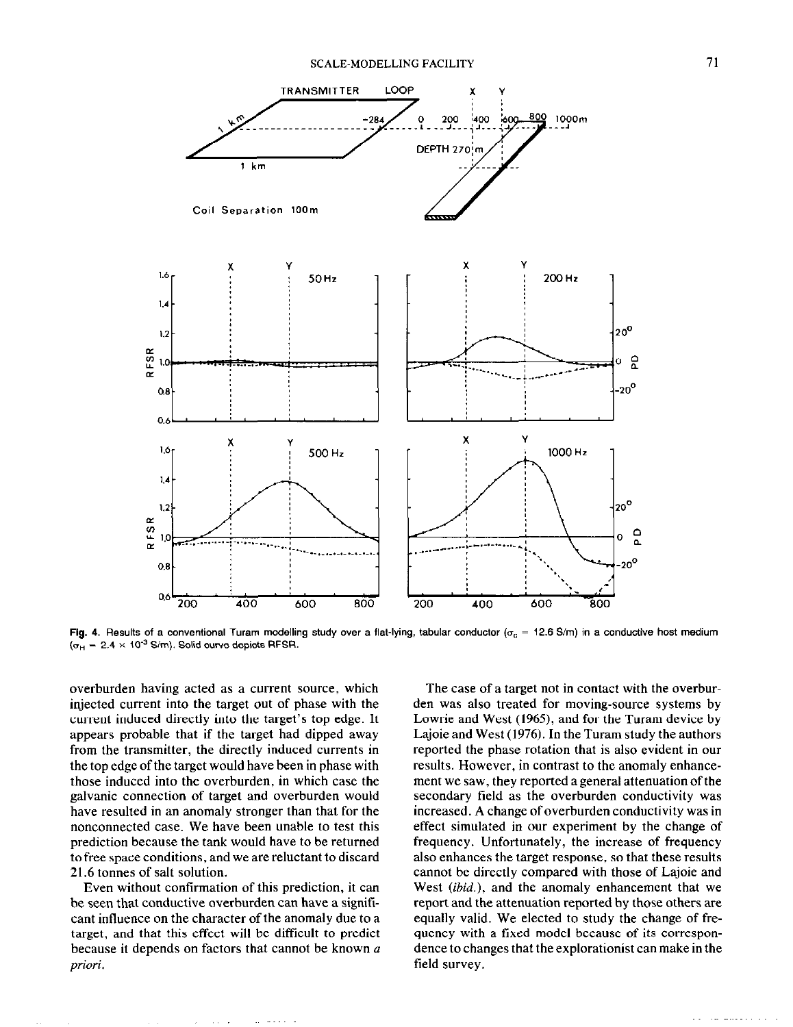Fig. 4. Results of a conventional Turam modelling study over a flat-lying, tabular conductor ($\sigma_c$ = 12.6 S/m) in a conductive host medium ($\sigma_H$ = 2.4 × $10^{-3}$ S/m). Solid curve depicts RFSR.

overburden having acted as a current source, which injected current into the target out of phase with the current induced directly into the target's top edge. It appears probable that if the target had dipped away from the transmitter, the directly induced currents in the top edge of the target would have been in phase with those induced into the overburden, in which case the galvanic connection of target and overburden would have resulted in an anomaly stronger than that for the nonconnected case. We have been unable to test this prediction because the tank would have to be returned to free space conditions, and we are reluctant to discard 21.6 tonnes of salt solution.

Even without confirmation of this prediction, it can be seen that conductive overburden can have a significant influence on the character of the anomaly due to a target, and that this effect will be difficult to predict because it depends on factors that cannot be known *a priori*.

The case of a target not in contact with the overburden was also treated for moving-source systems by Lowrie and West (1965), and for the Turam device by Lajoie and West (1976). In the Turam study the authors reported the phase rotation that is also evident in our results. However, in contrast to the anomaly enhancement we saw, they reported a general attenuation of the secondary field as the overburden conductivity was increased. A change of overburden conductivity was in effect simulated in our experiment by the change of frequency. Unfortunately, the increase of frequency also enhances the target response, so that these results cannot be directly compared with those of Lajoie and West (*ibid.*), and the anomaly enhancement that we report and the attenuation reported by those others are equally valid. We elected to study the change of frequency with a fixed model because of its correspondence to changes that the explorationist can make in the field survey.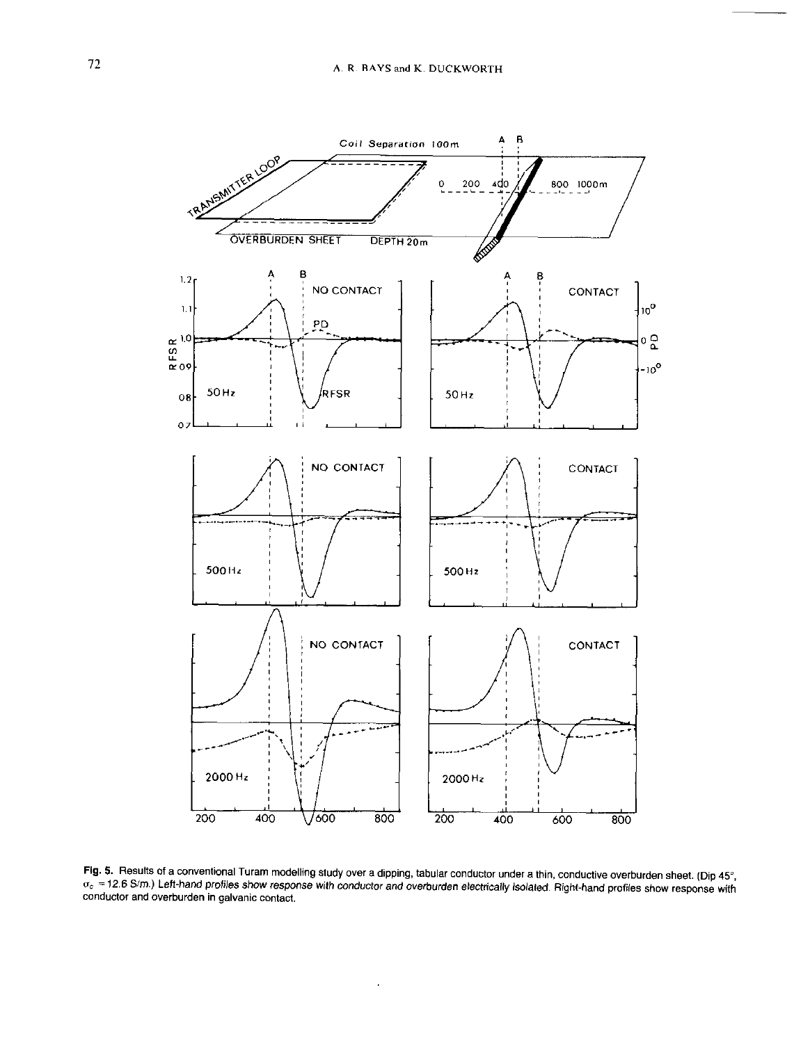**Fig. 5.** Results of a conventional Turam modelling study over a dipping, tabular conductor under a thin, conductive overburden sheet. (Dip 45°, $\sigma_c$ = 12.6 S/m.) *Left-hand profiles show response with conductor and overburden electrically isolated.* Right-hand profiles show response with conductor and overburden in galvanic contact.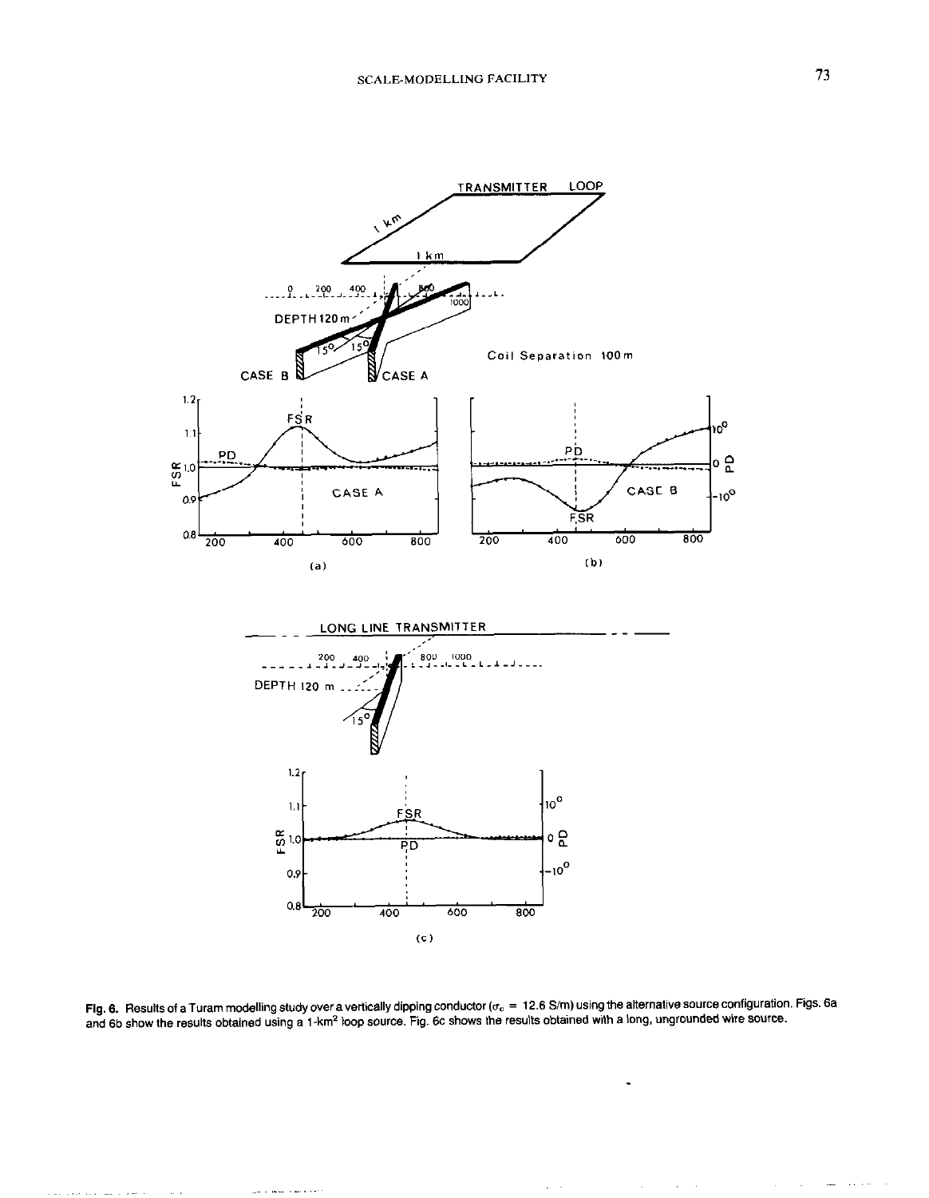Fig. 6. Results of a Turam modelling study over a vertically dipping conductor ($\sigma_c$ = 12.6 S/m) using the alternative source configuration. Figs. 6a and 6b show the results obtained using a 1-km$^2$ loop source. Fig. 6c shows the results obtained with a long, ungrounded wire source.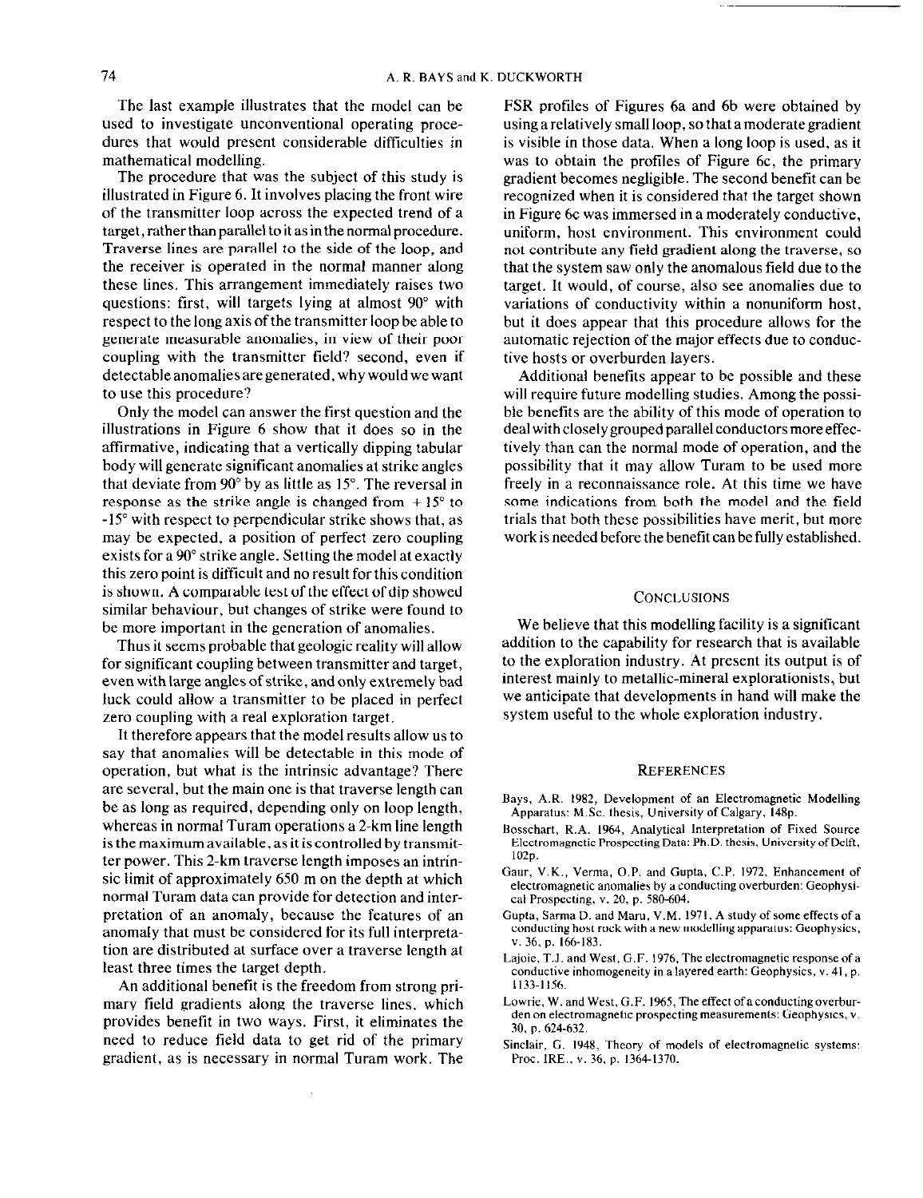The last example illustrates that the model can be used to investigate unconventional operating procedures that would present considerable difficulties in mathematical modelling.

The procedure that was the subject of this study is illustrated in Figure 6. It involves placing the front wire of the transmitter loop across the expected trend of a target, rather than parallel to it as in the normal procedure. Traverse lines are parallel to the side of the loop, and the receiver is operated in the normal manner along these lines. This arrangement immediately raises two questions: first, will targets lying at almost 90° with respect to the long axis of the transmitter loop be able to generate measurable anomalies, in view of their poor coupling with the transmitter field? second, even if detectable anomalies are generated, why would we want to use this procedure?

Only the model can answer the first question and the illustrations in Figure 6 show that it does so in the affirmative, indicating that a vertically dipping tabular body will generate significant anomalies at strike angles that deviate from 90° by as little as 15°. The reversal in response as the strike angle is changed from +15° to -15° with respect to perpendicular strike shows that, as may be expected, a position of perfect zero coupling exists for a 90° strike angle. Setting the model at exactly this zero point is difficult and no result for this condition is shown. A comparable test of the effect of dip showed similar behaviour, but changes of strike were found to be more important in the generation of anomalies.

Thus it seems probable that geologic reality will allow for significant coupling between transmitter and target, even with large angles of strike, and only extremely bad luck could allow a transmitter to be placed in perfect zero coupling with a real exploration target.

It therefore appears that the model results allow us to say that anomalies will be detectable in this mode of operation, but what is the intrinsic advantage? There are several, but the main one is that traverse length can be as long as required, depending only on loop length, whereas in normal Turam operations a 2-km line length is the maximum available, as it is controlled by transmitter power. This 2-km traverse length imposes an intrinsic limit of approximately 650 m on the depth at which normal Turam data can provide for detection and interpretation of an anomaly, because the features of an anomaly that must be considered for its full interpretation are distributed at surface over a traverse length at least three times the target depth.

An additional benefit is the freedom from strong primary field gradients along the traverse lines, which provides benefit in two ways. First, it eliminates the need to reduce field data to get rid of the primary gradient, as is necessary in normal Turam work. The FSR profiles of Figures 6a and 6b were obtained by using a relatively small loop, so that a moderate gradient is visible in those data. When a long loop is used, as it was to obtain the profiles of Figure 6c, the primary gradient becomes negligible. The second benefit can be recognized when it is considered that the target shown in Figure 6c was immersed in a moderately conductive, uniform, host environment. This environment could not contribute any field gradient along the traverse, so that the system saw only the anomalous field due to the target. It would, of course, also see anomalies due to variations of conductivity within a nonuniform host, but it does appear that this procedure allows for the automatic rejection of the major effects due to conductive hosts or overburden layers.

Additional benefits appear to be possible and these will require future modelling studies. Among the possible benefits are the ability of this mode of operation to deal with closely grouped parallel conductors more effectively than can the normal mode of operation, and the possibility that it may allow Turam to be used more freely in a reconnaissance role. At this time we have some indications from both the model and the field trials that both these possibilities have merit, but more work is needed before the benefit can be fully established.

## Conclusions

We believe that this modelling facility is a significant addition to the capability for research that is available to the exploration industry. At present its output is of interest mainly to metallic-mineral explorationists, but we anticipate that developments in hand will make the system useful to the whole exploration industry.

## References

Bays, A.R. 1982, Development of an Electromagnetic Modelling Apparatus: M.Sc. thesis, University of Calgary, 148p.

Bosschart, R.A. 1964, Analytical Interpretation of Fixed Source Electromagnetic Prospecting Data: Ph.D. thesis, University of Delft, 102p.

Gaur, V.K., Verma, O.P. and Gupta, C.P. 1972, Enhancement of electromagnetic anomalies by a conducting overburden: Geophysical Prospecting, v. 20, p. 580-604.

Gupta, Sarma D. and Maru, V.M. 1971, A study of some effects of a conducting host rock with a new modelling apparatus: Geophysics, v. 36, p. 166-183.

Lajoie, T.J. and West, G.F. 1976, The electromagnetic response of a conductive inhomogeneity in a layered earth: Geophysics, v. 41, p. 1133-1156.

Lowrie, W. and West, G.F. 1965, The effect of a conducting overburden on electromagnetic prospecting measurements: Geophysics, v. 30, p. 624-632.

Sinclair, G. 1948, Theory of models of electromagnetic systems: Proc. IRE., v. 36, p. 1364-1370.